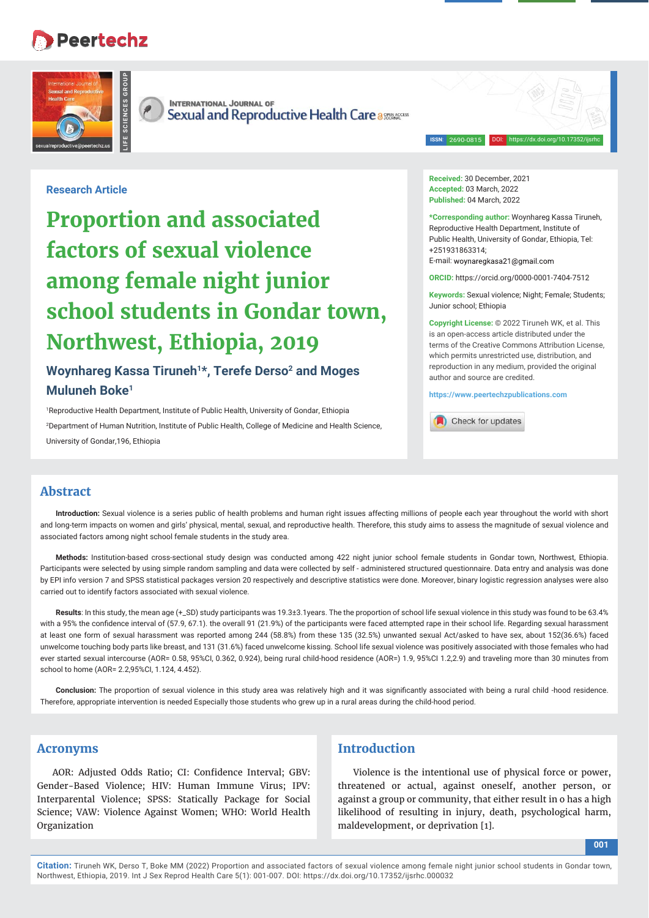Research Article

# Proportion and associated factors of sexual violence among female night junior school students in Gondar town, Northwest, Ethiopia, 2019

**Woynhareg Kassa Tiruneh[1]*, Terefe Derso[2] and Moges Muluneh Boke[1]**

[1]Reproductive Health Department, Institute of Public Health, University of Gondar, Ethiopia

[2]Department of Human Nutrition, Institute of Public Health, College of Medicine and Health Science, University of Gondar,196, Ethiopia

**Received:** 30 December, 2021
**Accepted:** 03 March, 2022
**Published:** 04 March, 2022

***Corresponding author:** Woynhareg Kassa Tiruneh, Reproductive Health Department, Institute of Public Health, University of Gondar, Ethiopia, Tel: +251931863314;
E-mail: woynaregkasa21@gmail.com

**ORCID:** https://orcid.org/0000-0001-7404-7512

**Keywords:** Sexual violence; Night; Female; Students; Junior school; Ethiopia

**Copyright License:** © 2022 Tiruneh WK, et al. This is an open-access article distributed under the terms of the Creative Commons Attribution License, which permits unrestricted use, distribution, and reproduction in any medium, provided the original author and source are credited.

https://www.peertechzpublications.com

## Abstract

**Introduction:** Sexual violence is a series public of health problems and human right issues affecting millions of people each year throughout the world with short and long-term impacts on women and girls' physical, mental, sexual, and reproductive health. Therefore, this study aims to assess the magnitude of sexual violence and associated factors among night school female students in the study area.

**Methods:** Institution-based cross-sectional study design was conducted among 422 night junior school female students in Gondar town, Northwest, Ethiopia. Participants were selected by using simple random sampling and data were collected by self - administered structured questionnaire. Data entry and analysis was done by EPI info version 7 and SPSS statistical packages version 20 respectively and descriptive statistics were done. Moreover, binary logistic regression analyses were also carried out to identify factors associated with sexual violence.

**Results**: In this study, the mean age (+_SD) study participants was 19.3±3.1years. The the proportion of school life sexual violence in this study was found to be 63.4% with a 95% the confidence interval of (57.9, 67.1). the overall 91 (21.9%) of the participants were faced attempted rape in their school life. Regarding sexual harassment at least one form of sexual harassment was reported among 244 (58.8%) from these 135 (32.5%) unwanted sexual Act/asked to have sex, about 152(36.6%) faced unwelcome touching body parts like breast, and 131 (31.6%) faced unwelcome kissing. School life sexual violence was positively associated with those females who had ever started sexual intercourse (AOR= 0.58, 95%CI, 0.362, 0.924), being rural child-hood residence (AOR=) 1.9, 95%CI 1.2,2.9) and traveling more than 30 minutes from school to home (AOR= 2.2,95%CI, 1.124, 4.452).

**Conclusion:** The proportion of sexual violence in this study area was relatively high and it was significantly associated with being a rural child -hood residence. Therefore, appropriate intervention is needed Especially those students who grew up in a rural areas during the child-hood period.

## Acronyms

AOR: Adjusted Odds Ratio; CI: Confidence Interval; GBV: Gender-Based Violence; HIV: Human Immune Virus; IPV: Interparental Violence; SPSS: Statically Package for Social Science; VAW: Violence Against Women; WHO: World Health Organization

## Introduction

Violence is the intentional use of physical force or power, threatened or actual, against oneself, another person, or against a group or community, that either result in o has a high likelihood of resulting in injury, death, psychological harm, maldevelopment, or deprivation [1].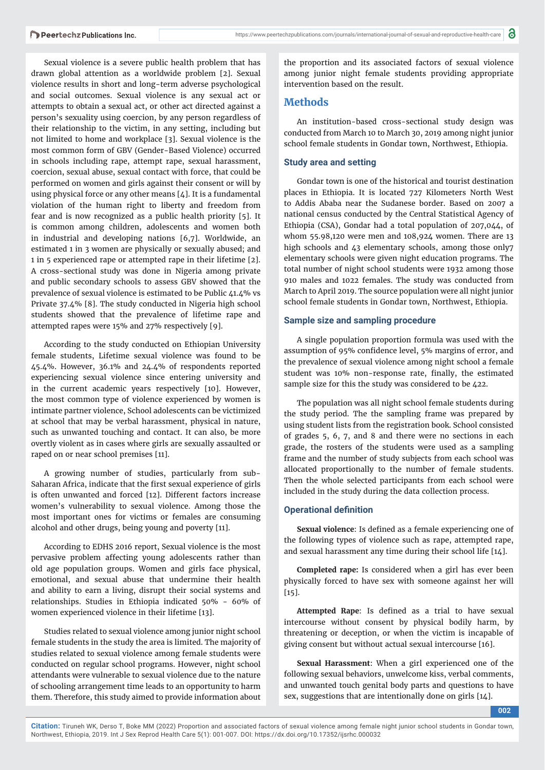Sexual violence is a severe public health problem that has drawn global attention as a worldwide problem [2]. Sexual violence results in short and long-term adverse psychological and social outcomes. Sexual violence is any sexual act or attempts to obtain a sexual act, or other act directed against a person's sexuality using coercion, by any person regardless of their relationship to the victim, in any setting, including but not limited to home and workplace [3]. Sexual violence is the most common form of GBV (Gender-Based Violence) occurred in schools including rape, attempt rape, sexual harassment, coercion, sexual abuse, sexual contact with force, that could be performed on women and girls against their consent or will by using physical force or any other means [4]. It is a fundamental violation of the human right to liberty and freedom from fear and is now recognized as a public health priority [5]. It is common among children, adolescents and women both in industrial and developing nations [6,7]. Worldwide, an estimated 1 in 3 women are physically or sexually abused; and 1 in 5 experienced rape or attempted rape in their lifetime [2]. A cross-sectional study was done in Nigeria among private and public secondary schools to assess GBV showed that the prevalence of sexual violence is estimated to be Public 41.4% vs Private 37.4% [8]. The study conducted in Nigeria high school students showed that the prevalence of lifetime rape and attempted rapes were 15% and 27% respectively [9].

According to the study conducted on Ethiopian University female students, Lifetime sexual violence was found to be 45.4%. However, 36.1% and 24.4% of respondents reported experiencing sexual violence since entering university and in the current academic years respectively [10]. However, the most common type of violence experienced by women is intimate partner violence, School adolescents can be victimized at school that may be verbal harassment, physical in nature, such as unwanted touching and contact. It can also, be more overtly violent as in cases where girls are sexually assaulted or raped on or near school premises [11].

A growing number of studies, particularly from sub-Saharan Africa, indicate that the first sexual experience of girls is often unwanted and forced [12]. Different factors increase women's vulnerability to sexual violence. Among those the most important ones for victims or females are consuming alcohol and other drugs, being young and poverty [11].

According to EDHS 2016 report, Sexual violence is the most pervasive problem affecting young adolescents rather than old age population groups. Women and girls face physical, emotional, and sexual abuse that undermine their health and ability to earn a living, disrupt their social systems and relationships. Studies in Ethiopia indicated 50% - 60% of women experienced violence in their lifetime [13].

Studies related to sexual violence among junior night school female students in the study the area is limited. The majority of studies related to sexual violence among female students were conducted on regular school programs. However, night school attendants were vulnerable to sexual violence due to the nature of schooling arrangement time leads to an opportunity to harm them. Therefore, this study aimed to provide information about the proportion and its associated factors of sexual violence among junior night female students providing appropriate intervention based on the result.

## Methods

An institution-based cross-sectional study design was conducted from March 10 to March 30, 2019 among night junior school female students in Gondar town, Northwest, Ethiopia.

### Study area and setting

Gondar town is one of the historical and tourist destination places in Ethiopia. It is located 727 Kilometers North West to Addis Ababa near the Sudanese border. Based on 2007 a national census conducted by the Central Statistical Agency of Ethiopia (CSA), Gondar had a total population of 207,044, of whom 55.98,120 were men and 108,924 women. There are 13 high schools and 43 elementary schools, among those only7 elementary schools were given night education programs. The total number of night school students were 1932 among those 910 males and 1022 females. The study was conducted from March to April 2019. The source population were all night junior school female students in Gondar town, Northwest, Ethiopia.

### Sample size and sampling procedure

A single population proportion formula was used with the assumption of 95% confidence level, 5% margins of error, and the prevalence of sexual violence among night school a female student was 10% non-response rate, finally, the estimated sample size for this the study was considered to be 422.

The population was all night school female students during the study period. The the sampling frame was prepared by using student lists from the registration book. School consisted of grades 5, 6, 7, and 8 and there were no sections in each grade, the rosters of the students were used as a sampling frame and the number of study subjects from each school was allocated proportionally to the number of female students. Then the whole selected participants from each school were included in the study during the data collection process.

### Operational definition

**Sexual violence**: Is defined as a female experiencing one of the following types of violence such as rape, attempted rape, and sexual harassment any time during their school life [14].

**Completed rape:** Is considered when a girl has ever been physically forced to have sex with someone against her will [15].

**Attempted Rape**: Is defined as a trial to have sexual intercourse without consent by physical bodily harm, by threatening or deception, or when the victim is incapable of giving consent but without actual sexual intercourse [16].

**Sexual Harassment**: When a girl experienced one of the following sexual behaviors, unwelcome kiss, verbal comments, and unwanted touch genital body parts and questions to have sex, suggestions that are intentionally done on girls [14].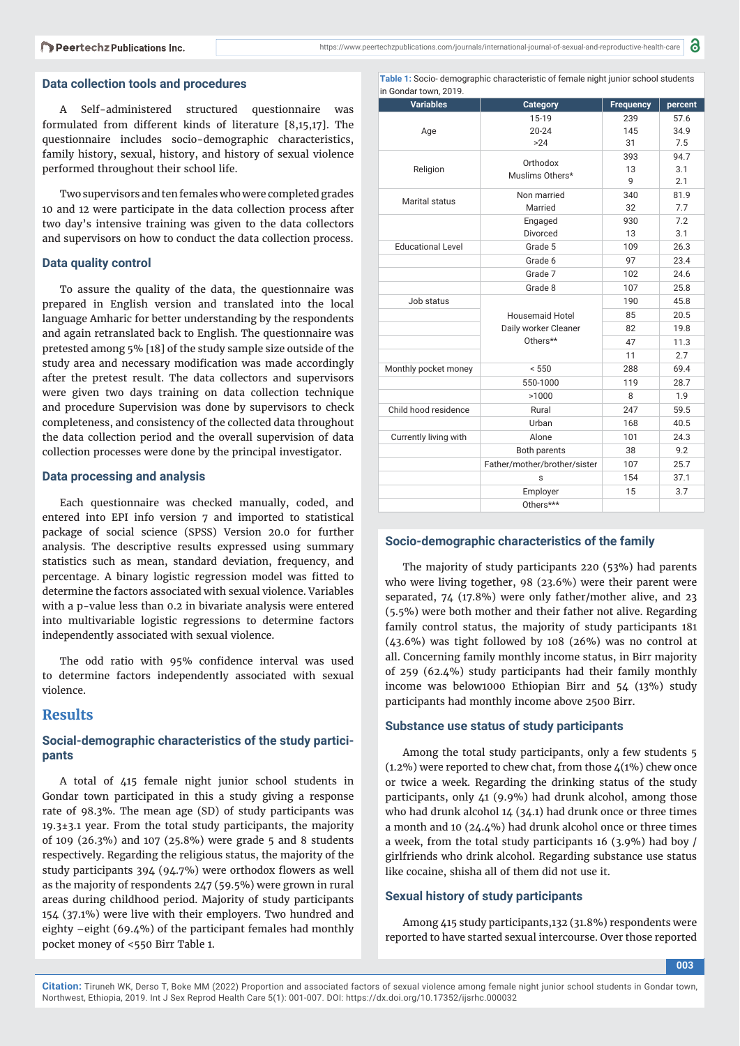## Data collection tools and procedures

A Self-administered structured questionnaire was formulated from different kinds of literature [8,15,17]. The questionnaire includes socio-demographic characteristics, family history, sexual, history, and history of sexual violence performed throughout their school life.

Two supervisors and ten females who were completed grades 10 and 12 were participate in the data collection process after two day's intensive training was given to the data collectors and supervisors on how to conduct the data collection process.

## Data quality control

To assure the quality of the data, the questionnaire was prepared in English version and translated into the local language Amharic for better understanding by the respondents and again retranslated back to English. The questionnaire was pretested among 5% [18] of the study sample size outside of the study area and necessary modification was made accordingly after the pretest result. The data collectors and supervisors were given two days training on data collection technique and procedure Supervision was done by supervisors to check completeness, and consistency of the collected data throughout the data collection period and the overall supervision of data collection processes were done by the principal investigator.

## Data processing and analysis

Each questionnaire was checked manually, coded, and entered into EPI info version 7 and imported to statistical package of social science (SPSS) Version 20.0 for further analysis. The descriptive results expressed using summary statistics such as mean, standard deviation, frequency, and percentage. A binary logistic regression model was fitted to determine the factors associated with sexual violence. Variables with a p-value less than 0.2 in bivariate analysis were entered into multivariable logistic regressions to determine factors independently associated with sexual violence.

The odd ratio with 95% confidence interval was used to determine factors independently associated with sexual violence.

# Results

## Social-demographic characteristics of the study participants

A total of 415 female night junior school students in Gondar town participated in this a study giving a response rate of 98.3%. The mean age (SD) of study participants was 19.3±3.1 year. From the total study participants, the majority of 109 (26.3%) and 107 (25.8%) were grade 5 and 8 students respectively. Regarding the religious status, the majority of the study participants 394 (94.7%) were orthodox flowers as well as the majority of respondents 247 (59.5%) were grown in rural areas during childhood period. Majority of study participants 154 (37.1%) were live with their employers. Two hundred and eighty –eight (69.4%) of the participant females had monthly pocket money of <550 Birr Table 1.

**Table 1:** Socio- demographic characteristic of female night junior school students in Gondar town, 2019.

| Variables | Category | Frequency | percent |
|---|---|---|---|
| Age | 15-19<br>20-24<br>>24 | 239<br>145<br>31 | 57.6<br>34.9<br>7.5 |
| Religion | Orthodox<br>Muslims Others* | 393<br>13<br>9 | 94.7<br>3.1<br>2.1 |
| Marital status | Non married | 340 | 81.9 |
| | Married | 32 | 7.7 |
| | Engaged | 930 | 7.2 |
| | Divorced | 13 | 3.1 |
| Educational Level | Grade 5 | 109 | 26.3 |
| | Grade 6 | 97 | 23.4 |
| | Grade 7 | 102 | 24.6 |
| | Grade 8 | 107 | 25.8 |
| Job status | Housemaid Hotel<br>Daily worker Cleaner<br>Others** | 190 | 45.8 |
| | | 85 | 20.5 |
| | | 82 | 19.8 |
| | | 47 | 11.3 |
| | | 11 | 2.7 |
| Monthly pocket money | < 550 | 288 | 69.4 |
| | 550-1000 | 119 | 28.7 |
| | >1000 | 8 | 1.9 |
| Child hood residence | Rural | 247 | 59.5 |
| | Urban | 168 | 40.5 |
| Currently living with | Alone | 101 | 24.3 |
| | Both parents | 38 | 9.2 |
| | Father/mother/brother/sister | 107 | 25.7 |
| | s | 154 | 37.1 |
| | Employer | 15 | 3.7 |
| | Others*** | | |

## Socio-demographic characteristics of the family

The majority of study participants 220 (53%) had parents who were living together, 98 (23.6%) were their parent were separated, 74 (17.8%) were only father/mother alive, and 23 (5.5%) were both mother and their father not alive. Regarding family control status, the majority of study participants 181 (43.6%) was tight followed by 108 (26%) was no control at all. Concerning family monthly income status, in Birr majority of 259 (62.4%) study participants had their family monthly income was below1000 Ethiopian Birr and 54 (13%) study participants had monthly income above 2500 Birr.

## Substance use status of study participants

Among the total study participants, only a few students 5 (1.2%) were reported to chew chat, from those 4(1%) chew once or twice a week. Regarding the drinking status of the study participants, only 41 (9.9%) had drunk alcohol, among those who had drunk alcohol 14 (34.1) had drunk once or three times a month and 10 (24.4%) had drunk alcohol once or three times a week, from the total study participants 16 (3.9%) had boy / girlfriends who drink alcohol. Regarding substance use status like cocaine, shisha all of them did not use it.

## Sexual history of study participants

Among 415 study participants,132 (31.8%) respondents were reported to have started sexual intercourse. Over those reported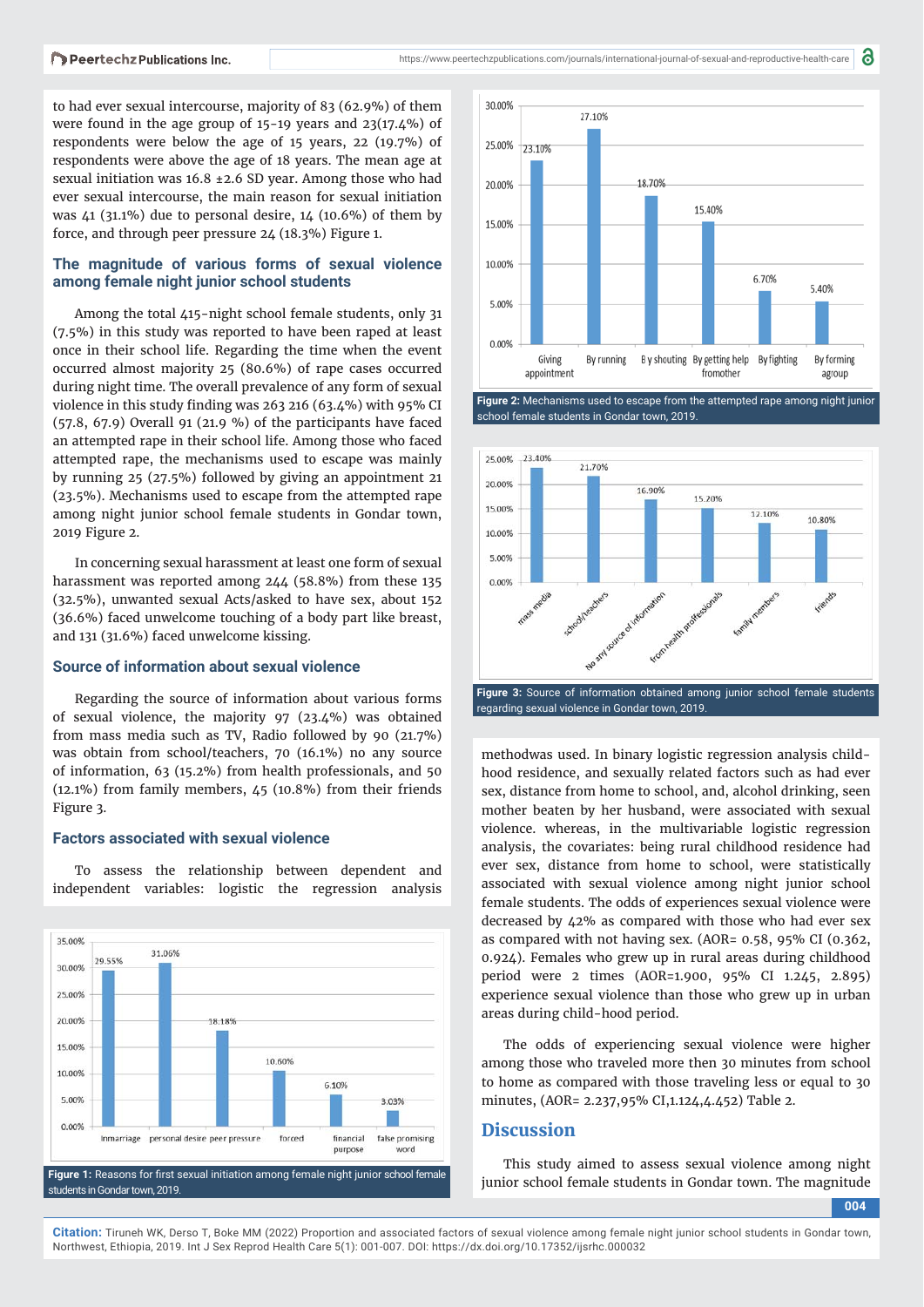to had ever sexual intercourse, majority of 83 (62.9%) of them were found in the age group of 15-19 years and 23(17.4%) of respondents were below the age of 15 years, 22 (19.7%) of respondents were above the age of 18 years. The mean age at sexual initiation was 16.8 ±2.6 SD year. Among those who had ever sexual intercourse, the main reason for sexual initiation was 41 (31.1%) due to personal desire, 14 (10.6%) of them by force, and through peer pressure 24 (18.3%) Figure 1.

### The magnitude of various forms of sexual violence among female night junior school students

Among the total 415-night school female students, only 31 (7.5%) in this study was reported to have been raped at least once in their school life. Regarding the time when the event occurred almost majority 25 (80.6%) of rape cases occurred during night time. The overall prevalence of any form of sexual violence in this study finding was 263 216 (63.4%) with 95% CI (57.8, 67.9) Overall 91 (21.9 %) of the participants have faced an attempted rape in their school life. Among those who faced attempted rape, the mechanisms used to escape was mainly by running 25 (27.5%) followed by giving an appointment 21 (23.5%). Mechanisms used to escape from the attempted rape among night junior school female students in Gondar town, 2019 Figure 2.

In concerning sexual harassment at least one form of sexual harassment was reported among 244 (58.8%) from these 135 (32.5%), unwanted sexual Acts/asked to have sex, about 152 (36.6%) faced unwelcome touching of a body part like breast, and 131 (31.6%) faced unwelcome kissing.

### Source of information about sexual violence

Regarding the source of information about various forms of sexual violence, the majority 97 (23.4%) was obtained from mass media such as TV, Radio followed by 90 (21.7%) was obtain from school/teachers, 70 (16.1%) no any source of information, 63 (15.2%) from health professionals, and 50 (12.1%) from family members, 45 (10.8%) from their friends Figure 3.

### Factors associated with sexual violence

To assess the relationship between dependent and independent variables: logistic the regression analysis methodwas used. In binary logistic regression analysis childhood residence, and sexually related factors such as had ever sex, distance from home to school, and, alcohol drinking, seen mother beaten by her husband, were associated with sexual violence. whereas, in the multivariable logistic regression analysis, the covariates: being rural childhood residence had ever sex, distance from home to school, were statistically associated with sexual violence among night junior school female students. The odds of experiences sexual violence were decreased by 42% as compared with those who had ever sex as compared with not having sex. (AOR= 0.58, 95% CI (0.362, 0.924). Females who grew up in rural areas during childhood period were 2 times (AOR=1.900, 95% CI 1.245, 2.895) experience sexual violence than those who grew up in urban areas during child-hood period.

The odds of experiencing sexual violence were higher among those who traveled more then 30 minutes from school to home as compared with those traveling less or equal to 30 minutes, (AOR= 2.237,95% CI,1.124,4.452) Table 2.

**Figure 1:** Reasons for first sexual initiation among female night junior school female students in Gondar town, 2019.

**Figure 2:** Mechanisms used to escape from the attempted rape among night junior school female students in Gondar town, 2019.

**Figure 3:** Source of information obtained among junior school female students regarding sexual violence in Gondar town, 2019.

## Discussion

This study aimed to assess sexual violence among night junior school female students in Gondar town. The magnitude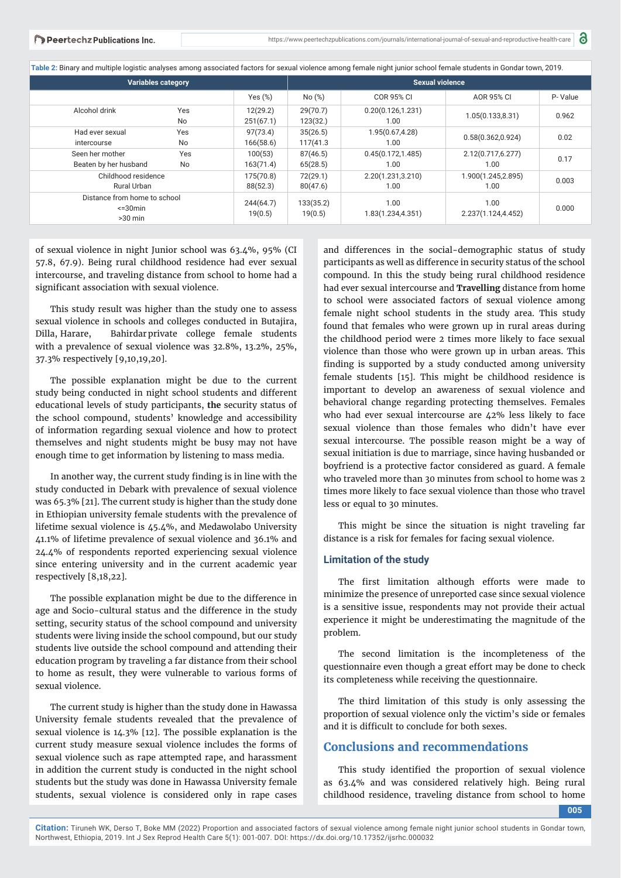**Table 2:** Binary and multiple logistic analyses among associated factors for sexual violence among female night junior school female students in Gondar town, 2019.

| Variables category | | Sexual violence | | | | |
|---|---|---|---|---|---|---|
| | | Yes (%) | No (%) | COR 95% CI | AOR 95% CI | P- Value |
| Alcohol drink | Yes<br>No | 12(29.2)<br>251(67.1) | 29(70.7)<br>123(32.) | 0.20(0.126,1.231)<br>1.00 | 1.05(0.133,8.31) | 0.962 |
| Had ever sexual intercourse | Yes<br>No | 97(73.4)<br>166(58.6) | 35(26.5)<br>117(41.3 | 1.95(0.67,4.28)<br>1.00 | 0.58(0.362,0.924) | 0.02 |
| Seen her mother Beaten by her husband | Yes<br>No | 100(53)<br>163(71.4) | 87(46.5)<br>65(28.5) | 0.45(0.172,1.485)<br>1.00 | 2.12(0.717,6.277)<br>1.00 | 0.17 |
| Childhood residence Rural Urban | | 175(70.8)<br>88(52.3) | 72(29.1)<br>80(47.6) | 2.20(1.231,3.210)<br>1.00 | 1.900(1.245,2.895)<br>1.00 | 0.003 |
| Distance from home to school <=30min >30 min | | 244(64.7)<br>19(0.5) | 133(35.2)<br>19(0.5) | 1.00<br>1.83(1.234,4.351) | 1.00<br>2.237(1.124,4.452) | 0.000 |

of sexual violence in night Junior school was 63.4%, 95% (CI 57.8, 67.9). Being rural childhood residence had ever sexual intercourse, and traveling distance from school to home had a significant association with sexual violence.

This study result was higher than the study one to assess sexual violence in schools and colleges conducted in Butajira, Dilla, Harare, Bahirdar private college female students with a prevalence of sexual violence was 32.8%, 13.2%, 25%, 37.3% respectively [9,10,19,20].

The possible explanation might be due to the current study being conducted in night school students and different educational levels of study participants, **the** security status of the school compound, students' knowledge and accessibility of information regarding sexual violence and how to protect themselves and night students might be busy may not have enough time to get information by listening to mass media.

In another way, the current study finding is in line with the study conducted in Debark with prevalence of sexual violence was 65.3% [21]. The current study is higher than the study done in Ethiopian university female students with the prevalence of lifetime sexual violence is 45.4%, and Medawolabo University 41.1% of lifetime prevalence of sexual violence and 36.1% and 24.4% of respondents reported experiencing sexual violence since entering university and in the current academic year respectively [8,18,22].

The possible explanation might be due to the difference in age and Socio-cultural status and the difference in the study setting, security status of the school compound and university students were living inside the school compound, but our study students live outside the school compound and attending their education program by traveling a far distance from their school to home as result, they were vulnerable to various forms of sexual violence.

The current study is higher than the study done in Hawassa University female students revealed that the prevalence of sexual violence is 14.3% [12]. The possible explanation is the current study measure sexual violence includes the forms of sexual violence such as rape attempted rape, and harassment in addition the current study is conducted in the night school students but the study was done in Hawassa University female students, sexual violence is considered only in rape cases and differences in the social-demographic status of study participants as well as difference in security status of the school compound. In this the study being rural childhood residence had ever sexual intercourse and **Travelling** distance from home to school were associated factors of sexual violence among female night school students in the study area. This study found that females who were grown up in rural areas during the childhood period were 2 times more likely to face sexual violence than those who were grown up in urban areas. This finding is supported by a study conducted among university female students [15]. This might be childhood residence is important to develop an awareness of sexual violence and behavioral change regarding protecting themselves. Females who had ever sexual intercourse are 42% less likely to face sexual violence than those females who didn't have ever sexual intercourse. The possible reason might be a way of sexual initiation is due to marriage, since having husbanded or boyfriend is a protective factor considered as guard. A female who traveled more than 30 minutes from school to home was 2 times more likely to face sexual violence than those who travel less or equal to 30 minutes.

This might be since the situation is night traveling far distance is a risk for females for facing sexual violence.

### Limitation of the study

The first limitation although efforts were made to minimize the presence of unreported case since sexual violence is a sensitive issue, respondents may not provide their actual experience it might be underestimating the magnitude of the problem.

The second limitation is the incompleteness of the questionnaire even though a great effort may be done to check its completeness while receiving the questionnaire.

The third limitation of this study is only assessing the proportion of sexual violence only the victim's side or females and it is difficult to conclude for both sexes.

## Conclusions and recommendations

This study identified the proportion of sexual violence as 63.4% and was considered relatively high. Being rural childhood residence, traveling distance from school to home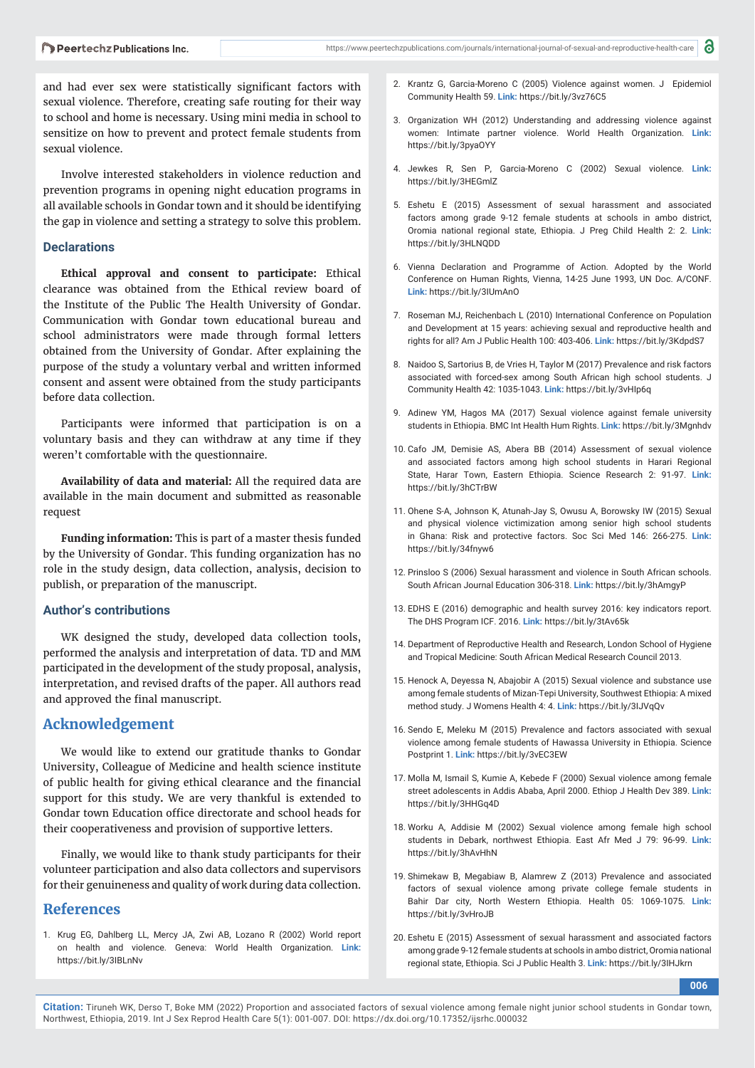and had ever sex were statistically significant factors with sexual violence. Therefore, creating safe routing for their way to school and home is necessary. Using mini media in school to sensitize on how to prevent and protect female students from sexual violence.

Involve interested stakeholders in violence reduction and prevention programs in opening night education programs in all available schools in Gondar town and it should be identifying the gap in violence and setting a strategy to solve this problem.

### Declarations

**Ethical approval and consent to participate:** Ethical clearance was obtained from the Ethical review board of the Institute of the Public The Health University of Gondar. Communication with Gondar town educational bureau and school administrators were made through formal letters obtained from the University of Gondar. After explaining the purpose of the study a voluntary verbal and written informed consent and assent were obtained from the study participants before data collection.

Participants were informed that participation is on a voluntary basis and they can withdraw at any time if they weren't comfortable with the questionnaire.

**Availability of data and material:** All the required data are available in the main document and submitted as reasonable request

**Funding information:** This is part of a master thesis funded by the University of Gondar. This funding organization has no role in the study design, data collection, analysis, decision to publish, or preparation of the manuscript.

### Author's contributions

WK designed the study, developed data collection tools, performed the analysis and interpretation of data. TD and MM participated in the development of the study proposal, analysis, interpretation, and revised drafts of the paper. All authors read and approved the final manuscript.

## Acknowledgement

We would like to extend our gratitude thanks to Gondar University, Colleague of Medicine and health science institute of public health for giving ethical clearance and the financial support for this study**.** We are very thankful is extended to Gondar town Education office directorate and school heads for their cooperativeness and provision of supportive letters.

Finally, we would like to thank study participants for their volunteer participation and also data collectors and supervisors for their genuineness and quality of work during data collection.

## References

1. Krug EG, Dahlberg LL, Mercy JA, Zwi AB, Lozano R (2002) World report on health and violence. Geneva: World Health Organization. **Link:** https://bit.ly/3IBLnNv
2. Krantz G, Garcia-Moreno C (2005) Violence against women. J Epidemiol Community Health 59. **Link:** https://bit.ly/3vz76C5
3. Organization WH (2012) Understanding and addressing violence against women: Intimate partner violence. World Health Organization. **Link:** https://bit.ly/3pyaOYY
4. Jewkes R, Sen P, Garcia-Moreno C (2002) Sexual violence. **Link:** https://bit.ly/3HEGmlZ
5. Eshetu E (2015) Assessment of sexual harassment and associated factors among grade 9-12 female students at schools in ambo district, Oromia national regional state, Ethiopia. J Preg Child Health 2: 2. **Link:** https://bit.ly/3HLNQDD
6. Vienna Declaration and Programme of Action. Adopted by the World Conference on Human Rights, Vienna, 14-25 June 1993, UN Doc. A/CONF. **Link:** https://bit.ly/3IUmAnO
7. Roseman MJ, Reichenbach L (2010) International Conference on Population and Development at 15 years: achieving sexual and reproductive health and rights for all? Am J Public Health 100: 403-406. **Link:** https://bit.ly/3KdpdS7
8. Naidoo S, Sartorius B, de Vries H, Taylor M (2017) Prevalence and risk factors associated with forced-sex among South African high school students. J Community Health 42: 1035-1043. **Link:** https://bit.ly/3vHIp6q
9. Adinew YM, Hagos MA (2017) Sexual violence against female university students in Ethiopia. BMC Int Health Hum Rights. **Link:** https://bit.ly/3Mgnhdv
10. Cafo JM, Demisie AS, Abera BB (2014) Assessment of sexual violence and associated factors among high school students in Harari Regional State, Harar Town, Eastern Ethiopia. Science Research 2: 91-97. **Link:** https://bit.ly/3hCTrBW
11. Ohene S-A, Johnson K, Atunah-Jay S, Owusu A, Borowsky IW (2015) Sexual and physical violence victimization among senior high school students in Ghana: Risk and protective factors. Soc Sci Med 146: 266-275. **Link:** https://bit.ly/34fnyw6
12. Prinsloo S (2006) Sexual harassment and violence in South African schools. South African Journal Education 306-318. **Link:** https://bit.ly/3hAmgyP
13. EDHS E (2016) demographic and health survey 2016: key indicators report. The DHS Program ICF. 2016. **Link:** https://bit.ly/3tAv65k
14. Department of Reproductive Health and Research, London School of Hygiene and Tropical Medicine: South African Medical Research Council 2013.
15. Henock A, Deyessa N, Abajobir A (2015) Sexual violence and substance use among female students of Mizan-Tepi University, Southwest Ethiopia: A mixed method study. J Womens Health 4: 4. **Link:** https://bit.ly/3IJVqQv
16. Sendo E, Meleku M (2015) Prevalence and factors associated with sexual violence among female students of Hawassa University in Ethiopia. Science Postprint 1. **Link:** https://bit.ly/3vEC3EW
17. Molla M, Ismail S, Kumie A, Kebede F (2000) Sexual violence among female street adolescents in Addis Ababa, April 2000. Ethiop J Health Dev 389. **Link:** https://bit.ly/3HHGq4D
18. Worku A, Addisie M (2002) Sexual violence among female high school students in Debark, northwest Ethiopia. East Afr Med J 79: 96-99. **Link:** https://bit.ly/3hAvHhN
19. Shimekaw B, Megabiaw B, Alamrew Z (2013) Prevalence and associated factors of sexual violence among private college female students in Bahir Dar city, North Western Ethiopia. Health 05: 1069-1075. **Link:** https://bit.ly/3vHroJB
20. Eshetu E (2015) Assessment of sexual harassment and associated factors among grade 9-12 female students at schools in ambo district, Oromia national regional state, Ethiopia. Sci J Public Health 3. **Link:** https://bit.ly/3IHJkrn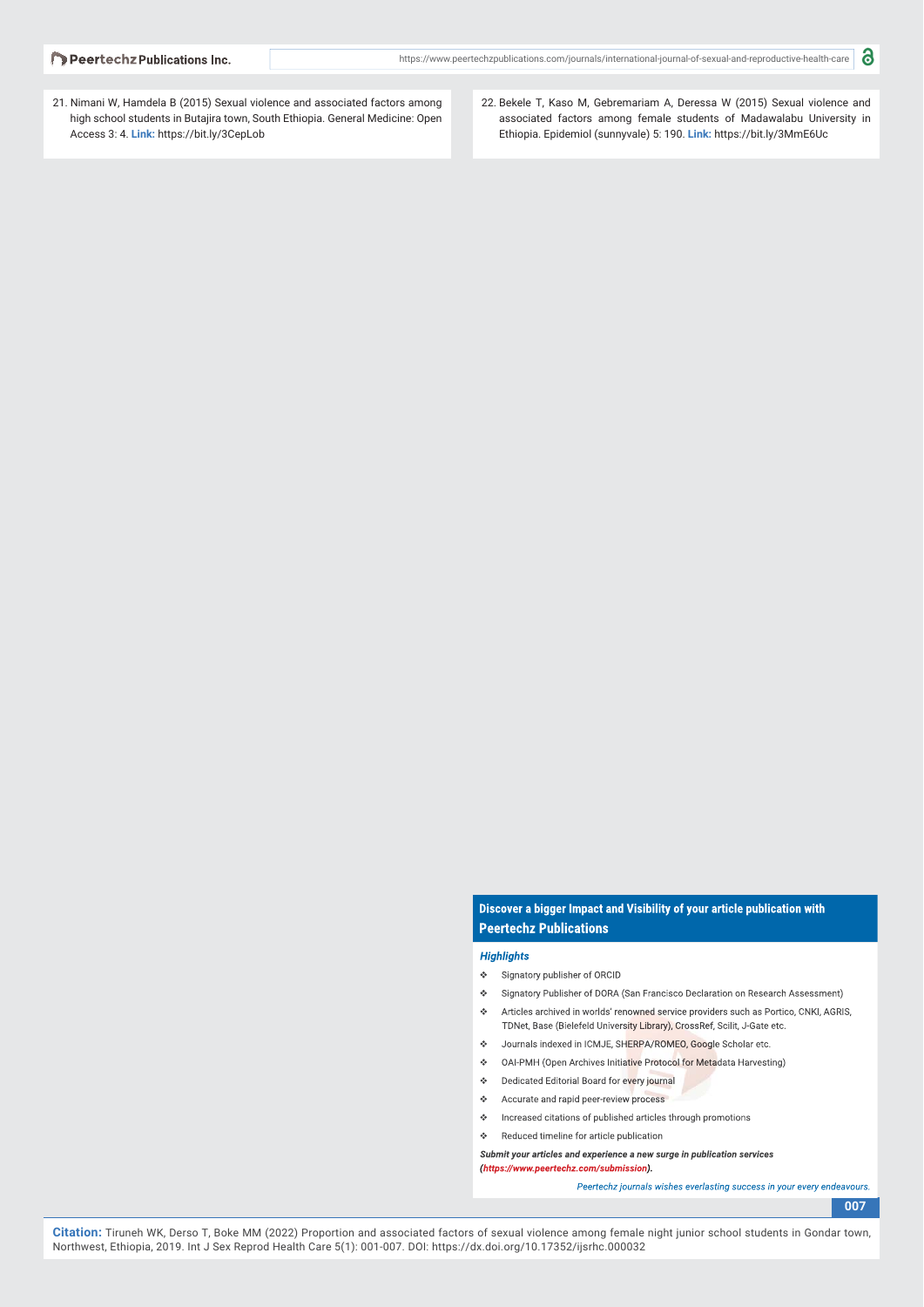21. Nimani W, Hamdela B (2015) Sexual violence and associated factors among high school students in Butajira town, South Ethiopia. General Medicine: Open Access 3: 4. **Link:** https://bit.ly/3CepLob

22. Bekele T, Kaso M, Gebremariam A, Deressa W (2015) Sexual violence and associated factors among female students of Madawalabu University in Ethiopia. Epidemiol (sunnyvale) 5: 190. **Link:** https://bit.ly/3MmE6Uc

**Discover a bigger Impact and Visibility of your article publication with Peertechz Publications**

***Highlights***

- Signatory publisher of ORCID
- Signatory Publisher of DORA (San Francisco Declaration on Research Assessment)
- Articles archived in worlds' renowned service providers such as Portico, CNKI, AGRIS, TDNet, Base (Bielefeld University Library), CrossRef, Scilit, J-Gate etc.
- Journals indexed in ICMJE, SHERPA/ROMEO, Google Scholar etc.
- OAI-PMH (Open Archives Initiative Protocol for Metadata Harvesting)
- Dedicated Editorial Board for every journal
- Accurate and rapid peer-review process
- Increased citations of published articles through promotions
- Reduced timeline for article publication

***Submit your articles and experience a new surge in publication services (https://www.peertechz.com/submission).***

*Peertechz journals wishes everlasting success in your every endeavours.*

**Citation:** Tiruneh WK, Derso T, Boke MM (2022) Proportion and associated factors of sexual violence among female night junior school students in Gondar town, Northwest, Ethiopia, 2019. Int J Sex Reprod Health Care 5(1): 001-007. DOI: https://dx.doi.org/10.17352/ijsrhc.000032